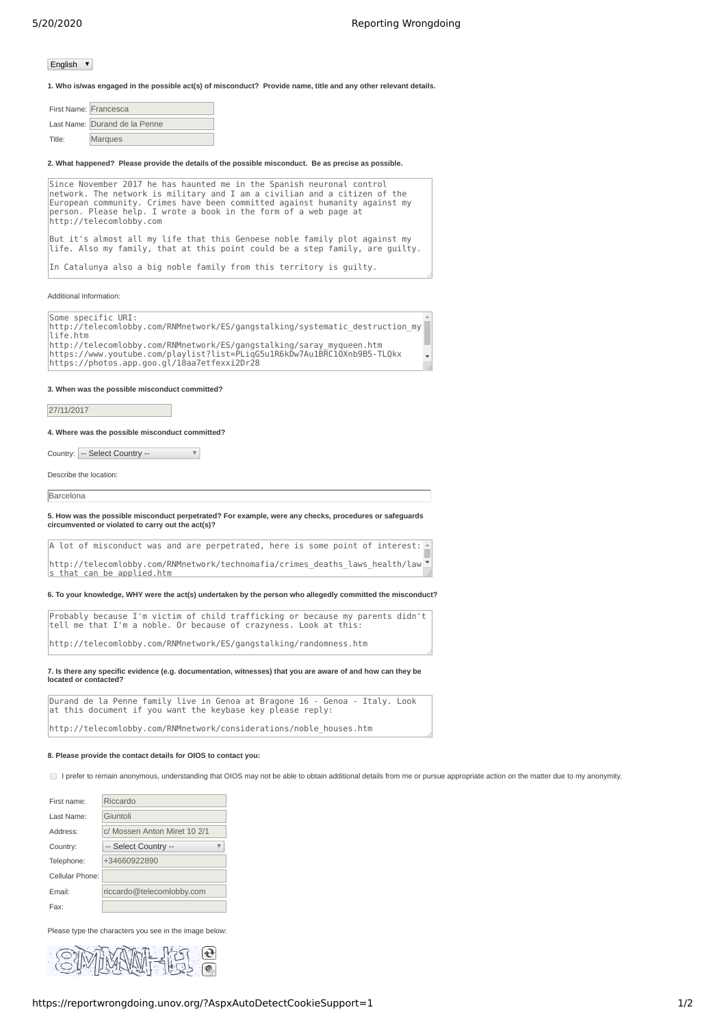English ▼

**1. Who is/was engaged in the possible act(s) of misconduct? Provide name, title and any other relevant details.**

| | |
|---|---|
| First Name: | Francesca |
| Last Name: | Durand de la Penne |
| Title: | Marques |

**2. What happened? Please provide the details of the possible misconduct. Be as precise as possible.**

```
Since November 2017 he has haunted me in the Spanish neuronal control
network. The network is military and I am a civilian and a citizen of the
European community. Crimes have been committed against humanity against my
person. Please help. I wrote a book in the form of a web page at
http://telecomlobby.com

But it's almost all my life that this Genoese noble family plot against my
life. Also my family, that at this point could be a step family, are guilty.

In Catalunya also a big noble family from this territory is guilty.
```

Additional Information:

```
Some specific URI:
http://telecomlobby.com/RNMnetwork/ES/gangstalking/systematic_destruction_my
life.htm
http://telecomlobby.com/RNMnetwork/ES/gangstalking/saray_myqueen.htm
https://www.youtube.com/playlist?list=PLiqG5u1R6kDw7Au1BRC1OXnb9B5-TLQkx
https://photos.app.goo.gl/18aa7etfexxi2Dr28
```

**3. When was the possible misconduct committed?**

27/11/2017

**4. Where was the possible misconduct committed?**

Country: -- Select Country --

Describe the location:

Barcelona

**5. How was the possible misconduct perpetrated? For example, were any checks, procedures or safeguards circumvented or violated to carry out the act(s)?**

```
A lot of misconduct was and are perpetrated, here is some point of interest:

http://telecomlobby.com/RNMnetwork/technomafia/crimes_deaths_laws_health/law
s_that_can_be_applied.htm
```

**6. To your knowledge, WHY were the act(s) undertaken by the person who allegedly committed the misconduct?**

```
Probably because I'm victim of child trafficking or because my parents didn't
tell me that I'm a noble. Or because of crazyness. Look at this:

http://telecomlobby.com/RNMnetwork/ES/gangstalking/randomness.htm
```

**7. Is there any specific evidence (e.g. documentation, witnesses) that you are aware of and how can they be located or contacted?**

```
Durand de la Penne family live in Genoa at Bragone 16 - Genoa - Italy. Look
at this document if you want the keybase key please reply:

http://telecomlobby.com/RNMnetwork/considerations/noble_houses.htm
```

**8. Please provide the contact details for OIOS to contact you:**

☐ I prefer to remain anonymous, understanding that OIOS may not be able to obtain additional details from me or pursue appropriate action on the matter due to my anonymity.

| | |
|---|---|
| First name: | Riccardo |
| Last Name: | Giuntoli |
| Address: | c/ Mossen Anton Miret 10 2/1 |
| Country: | -- Select Country -- |
| Telephone: | +34660922890 |
| Cellular Phone: | |
| Email: | riccardo@telecomlobby.com |
| Fax: | |

Please type the characters you see in the image below: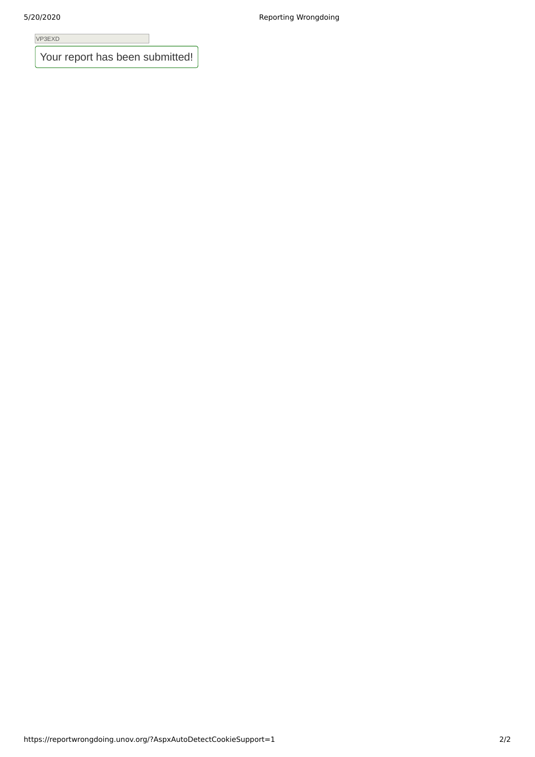VP3EXD

Your report has been submitted!